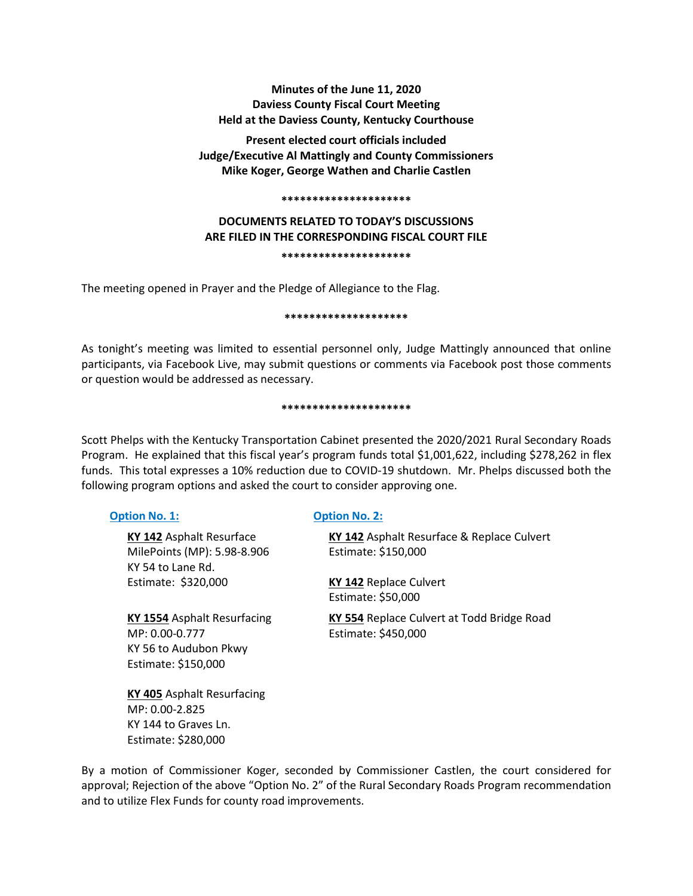**Minutes of the June 11, 2020**
**Daviess County Fiscal Court Meeting**
**Held at the Daviess County, Kentucky Courthouse**

**Present elected court officials included**
**Judge/Executive Al Mattingly and County Commissioners**
**Mike Koger, George Wathen and Charlie Castlen**

**********************

**DOCUMENTS RELATED TO TODAY'S DISCUSSIONS**
**ARE FILED IN THE CORRESPONDING FISCAL COURT FILE**

**********************

The meeting opened in Prayer and the Pledge of Allegiance to the Flag.

*********************

As tonight's meeting was limited to essential personnel only, Judge Mattingly announced that online participants, via Facebook Live, may submit questions or comments via Facebook post those comments or question would be addressed as necessary.

**********************

Scott Phelps with the Kentucky Transportation Cabinet presented the 2020/2021 Rural Secondary Roads Program. He explained that this fiscal year's program funds total $1,001,622, including $278,262 in flex funds. This total expresses a 10% reduction due to COVID-19 shutdown. Mr. Phelps discussed both the following program options and asked the court to consider approving one.

**Option No. 1:**

**KY 142** Asphalt Resurface
MilePoints (MP): 5.98-8.906
KY 54 to Lane Rd.
Estimate: $320,000

**KY 1554** Asphalt Resurfacing
MP: 0.00-0.777
KY 56 to Audubon Pkwy
Estimate: $150,000

**KY 405** Asphalt Resurfacing
MP: 0.00-2.825
KY 144 to Graves Ln.
Estimate: $280,000

**Option No. 2:**

**KY 142** Asphalt Resurface & Replace Culvert
Estimate: $150,000

**KY 142** Replace Culvert
Estimate: $50,000

**KY 554** Replace Culvert at Todd Bridge Road
Estimate: $450,000

By a motion of Commissioner Koger, seconded by Commissioner Castlen, the court considered for approval; Rejection of the above "Option No. 2" of the Rural Secondary Roads Program recommendation and to utilize Flex Funds for county road improvements.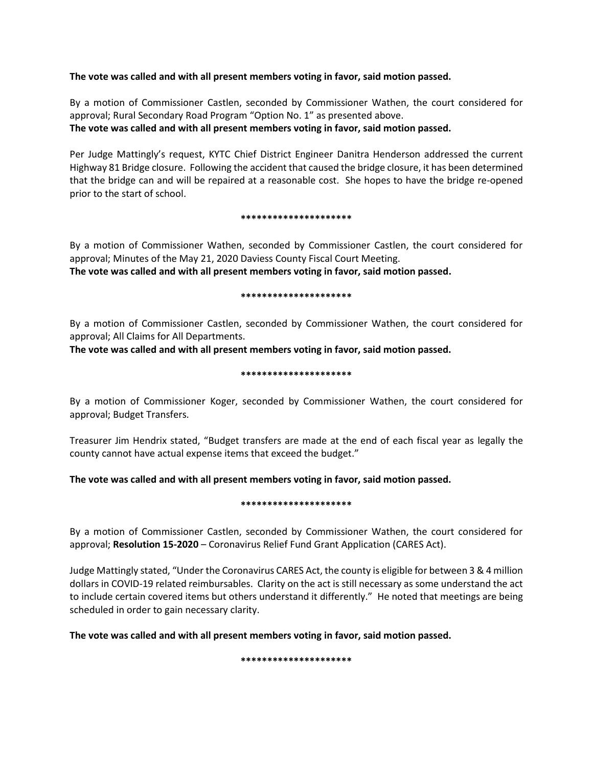**The vote was called and with all present members voting in favor, said motion passed.**

By a motion of Commissioner Castlen, seconded by Commissioner Wathen, the court considered for approval; Rural Secondary Road Program "Option No. 1" as presented above.
**The vote was called and with all present members voting in favor, said motion passed.**

Per Judge Mattingly's request, KYTC Chief District Engineer Danitra Henderson addressed the current Highway 81 Bridge closure. Following the accident that caused the bridge closure, it has been determined that the bridge can and will be repaired at a reasonable cost. She hopes to have the bridge re-opened prior to the start of school.

**\*\*\*\*\*\*\*\*\*\*\*\*\*\*\*\*\*\*\*\*\***

By a motion of Commissioner Wathen, seconded by Commissioner Castlen, the court considered for approval; Minutes of the May 21, 2020 Daviess County Fiscal Court Meeting.
**The vote was called and with all present members voting in favor, said motion passed.**

**\*\*\*\*\*\*\*\*\*\*\*\*\*\*\*\*\*\*\*\*\***

By a motion of Commissioner Castlen, seconded by Commissioner Wathen, the court considered for approval; All Claims for All Departments.
**The vote was called and with all present members voting in favor, said motion passed.**

**\*\*\*\*\*\*\*\*\*\*\*\*\*\*\*\*\*\*\*\*\***

By a motion of Commissioner Koger, seconded by Commissioner Wathen, the court considered for approval; Budget Transfers.

Treasurer Jim Hendrix stated, "Budget transfers are made at the end of each fiscal year as legally the county cannot have actual expense items that exceed the budget."

**The vote was called and with all present members voting in favor, said motion passed.**

**\*\*\*\*\*\*\*\*\*\*\*\*\*\*\*\*\*\*\*\*\***

By a motion of Commissioner Castlen, seconded by Commissioner Wathen, the court considered for approval; **Resolution 15-2020** – Coronavirus Relief Fund Grant Application (CARES Act).

Judge Mattingly stated, "Under the Coronavirus CARES Act, the county is eligible for between 3 & 4 million dollars in COVID-19 related reimbursables. Clarity on the act is still necessary as some understand the act to include certain covered items but others understand it differently." He noted that meetings are being scheduled in order to gain necessary clarity.

**The vote was called and with all present members voting in favor, said motion passed.**

**\*\*\*\*\*\*\*\*\*\*\*\*\*\*\*\*\*\*\*\*\***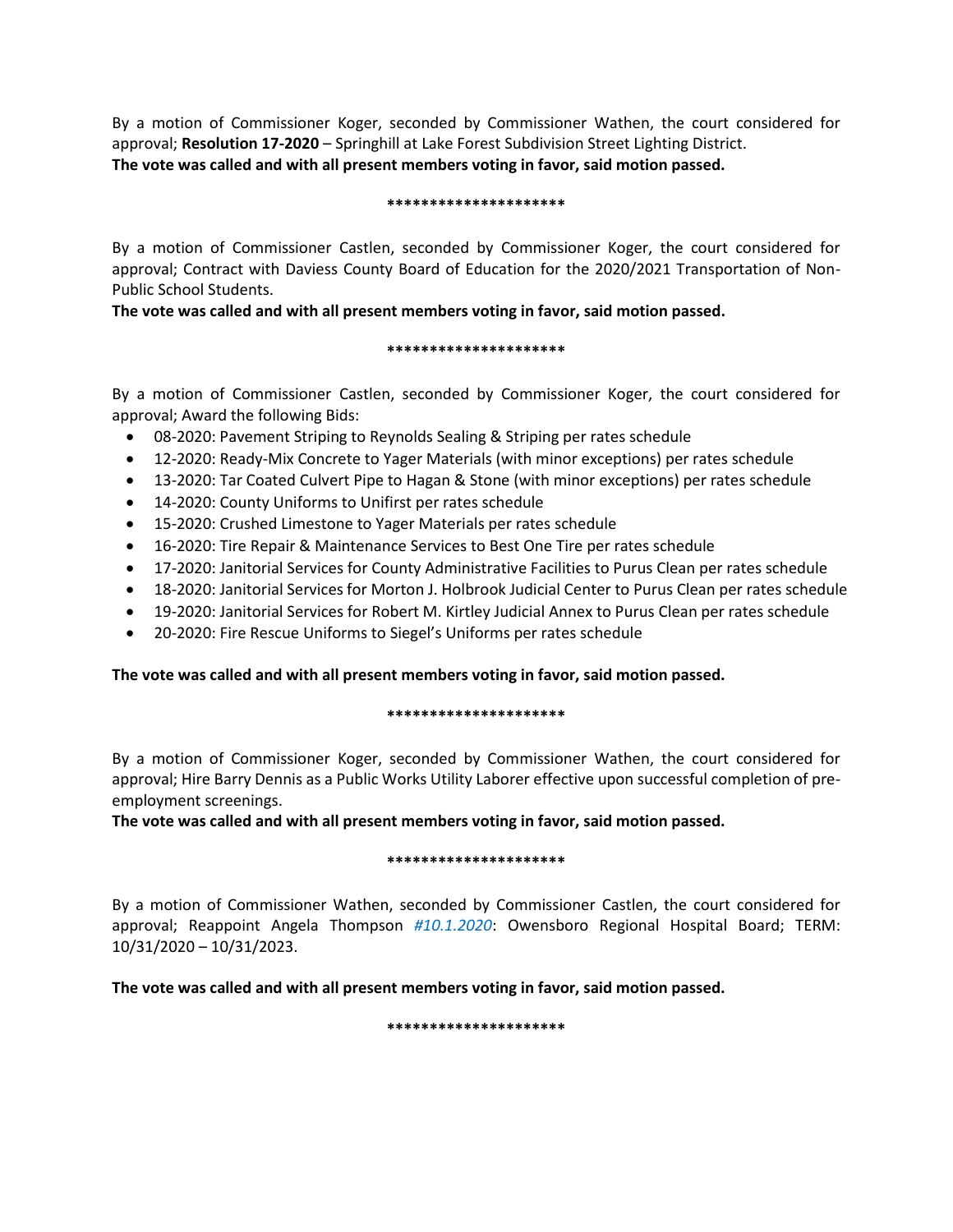By a motion of Commissioner Koger, seconded by Commissioner Wathen, the court considered for approval; **Resolution 17-2020** – Springhill at Lake Forest Subdivision Street Lighting District.
**The vote was called and with all present members voting in favor, said motion passed.**

**********************

By a motion of Commissioner Castlen, seconded by Commissioner Koger, the court considered for approval; Contract with Daviess County Board of Education for the 2020/2021 Transportation of Non-Public School Students.

**The vote was called and with all present members voting in favor, said motion passed.**

**********************

By a motion of Commissioner Castlen, seconded by Commissioner Koger, the court considered for approval; Award the following Bids:

- 08-2020: Pavement Striping to Reynolds Sealing & Striping per rates schedule
- 12-2020: Ready-Mix Concrete to Yager Materials (with minor exceptions) per rates schedule
- 13-2020: Tar Coated Culvert Pipe to Hagan & Stone (with minor exceptions) per rates schedule
- 14-2020: County Uniforms to Unifirst per rates schedule
- 15-2020: Crushed Limestone to Yager Materials per rates schedule
- 16-2020: Tire Repair & Maintenance Services to Best One Tire per rates schedule
- 17-2020: Janitorial Services for County Administrative Facilities to Purus Clean per rates schedule
- 18-2020: Janitorial Services for Morton J. Holbrook Judicial Center to Purus Clean per rates schedule
- 19-2020: Janitorial Services for Robert M. Kirtley Judicial Annex to Purus Clean per rates schedule
- 20-2020: Fire Rescue Uniforms to Siegel's Uniforms per rates schedule

**The vote was called and with all present members voting in favor, said motion passed.**

**********************

By a motion of Commissioner Koger, seconded by Commissioner Wathen, the court considered for approval; Hire Barry Dennis as a Public Works Utility Laborer effective upon successful completion of pre-employment screenings.

**The vote was called and with all present members voting in favor, said motion passed.**

**********************

By a motion of Commissioner Wathen, seconded by Commissioner Castlen, the court considered for approval; Reappoint Angela Thompson *#10.1.2020*: Owensboro Regional Hospital Board; TERM: 10/31/2020 – 10/31/2023.

**The vote was called and with all present members voting in favor, said motion passed.**

**********************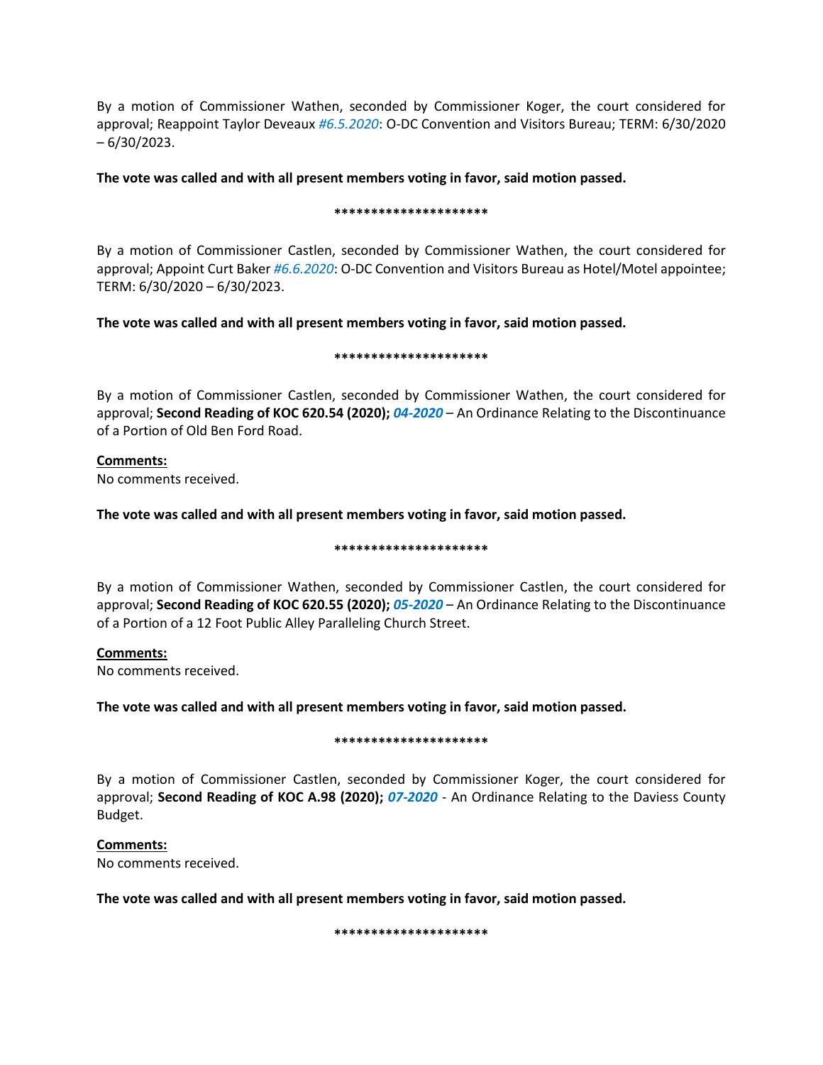By a motion of Commissioner Wathen, seconded by Commissioner Koger, the court considered for approval; Reappoint Taylor Deveaux *#6.5.2020*: O-DC Convention and Visitors Bureau; TERM: 6/30/2020 – 6/30/2023.

**The vote was called and with all present members voting in favor, said motion passed.**

**********************

By a motion of Commissioner Castlen, seconded by Commissioner Wathen, the court considered for approval; Appoint Curt Baker *#6.6.2020*: O-DC Convention and Visitors Bureau as Hotel/Motel appointee; TERM: 6/30/2020 – 6/30/2023.

**The vote was called and with all present members voting in favor, said motion passed.**

**********************

By a motion of Commissioner Castlen, seconded by Commissioner Wathen, the court considered for approval; **Second Reading of KOC 620.54 (2020);** ***04-2020*** – An Ordinance Relating to the Discontinuance of a Portion of Old Ben Ford Road.

**Comments:**
No comments received.

**The vote was called and with all present members voting in favor, said motion passed.**

**********************

By a motion of Commissioner Wathen, seconded by Commissioner Castlen, the court considered for approval; **Second Reading of KOC 620.55 (2020);** ***05-2020*** – An Ordinance Relating to the Discontinuance of a Portion of a 12 Foot Public Alley Paralleling Church Street.

**Comments:**
No comments received.

**The vote was called and with all present members voting in favor, said motion passed.**

**********************

By a motion of Commissioner Castlen, seconded by Commissioner Koger, the court considered for approval; **Second Reading of KOC A.98 (2020);** ***07-2020*** - An Ordinance Relating to the Daviess County Budget.

**Comments:**
No comments received.

**The vote was called and with all present members voting in favor, said motion passed.**

**********************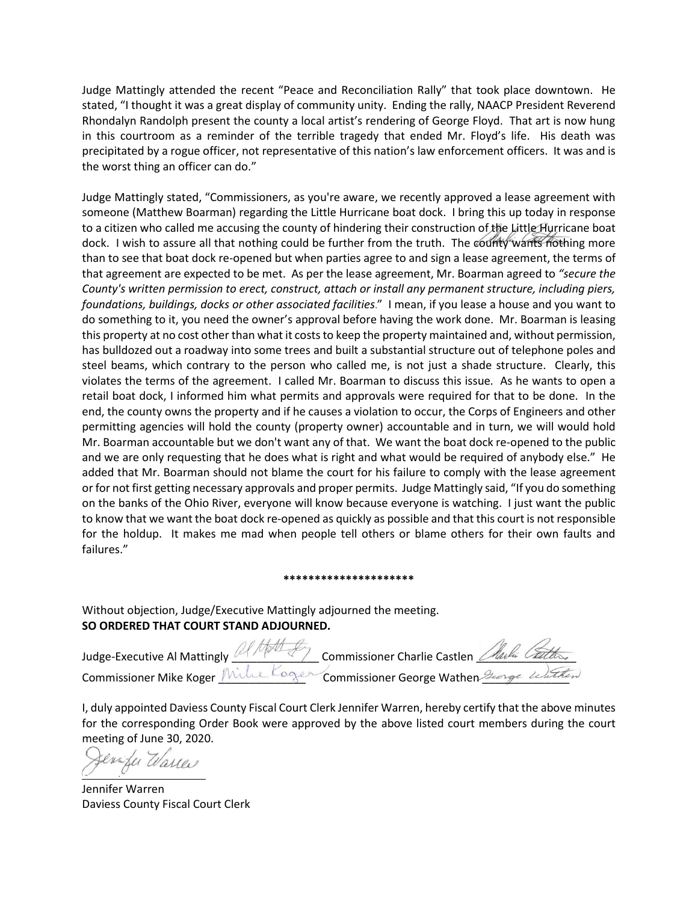Judge Mattingly attended the recent "Peace and Reconciliation Rally" that took place downtown. He stated, "I thought it was a great display of community unity. Ending the rally, NAACP President Reverend Rhondalyn Randolph present the county a local artist's rendering of George Floyd. That art is now hung in this courtroom as a reminder of the terrible tragedy that ended Mr. Floyd's life. His death was precipitated by a rogue officer, not representative of this nation's law enforcement officers. It was and is the worst thing an officer can do."

Judge Mattingly stated, "Commissioners, as you're aware, we recently approved a lease agreement with someone (Matthew Boarman) regarding the Little Hurricane boat dock. I bring this up today in response to a citizen who called me accusing the county of hindering their construction of the Little Hurricane boat dock. I wish to assure all that nothing could be further from the truth. The county wants nothing more than to see that boat dock re-opened but when parties agree to and sign a lease agreement, the terms of that agreement are expected to be met. As per the lease agreement, Mr. Boarman agreed to *"secure the County's written permission to erect, construct, attach or install any permanent structure, including piers, foundations, buildings, docks or other associated facilities*." I mean, if you lease a house and you want to do something to it, you need the owner's approval before having the work done. Mr. Boarman is leasing this property at no cost other than what it costs to keep the property maintained and, without permission, has bulldozed out a roadway into some trees and built a substantial structure out of telephone poles and steel beams, which contrary to the person who called me, is not just a shade structure. Clearly, this violates the terms of the agreement. I called Mr. Boarman to discuss this issue. As he wants to open a retail boat dock, I informed him what permits and approvals were required for that to be done. In the end, the county owns the property and if he causes a violation to occur, the Corps of Engineers and other permitting agencies will hold the county (property owner) accountable and in turn, we will would hold Mr. Boarman accountable but we don't want any of that. We want the boat dock re-opened to the public and we are only requesting that he does what is right and what would be required of anybody else." He added that Mr. Boarman should not blame the court for his failure to comply with the lease agreement or for not first getting necessary approvals and proper permits. Judge Mattingly said, "If you do something on the banks of the Ohio River, everyone will know because everyone is watching. I just want the public to know that we want the boat dock re-opened as quickly as possible and that this court is not responsible for the holdup. It makes me mad when people tell others or blame others for their own faults and failures."

********************

Without objection, Judge/Executive Mattingly adjourned the meeting.

**SO ORDERED THAT COURT STAND ADJOURNED.**

Judge-Executive Al Mattingly ____________ Commissioner Charlie Castlen ____________

Commissioner Mike Koger ____________ Commissioner George Wathen ____________

I, duly appointed Daviess County Fiscal Court Clerk Jennifer Warren, hereby certify that the above minutes for the corresponding Order Book were approved by the above listed court members during the court meeting of June 30, 2020.

Jennifer Warren
Daviess County Fiscal Court Clerk